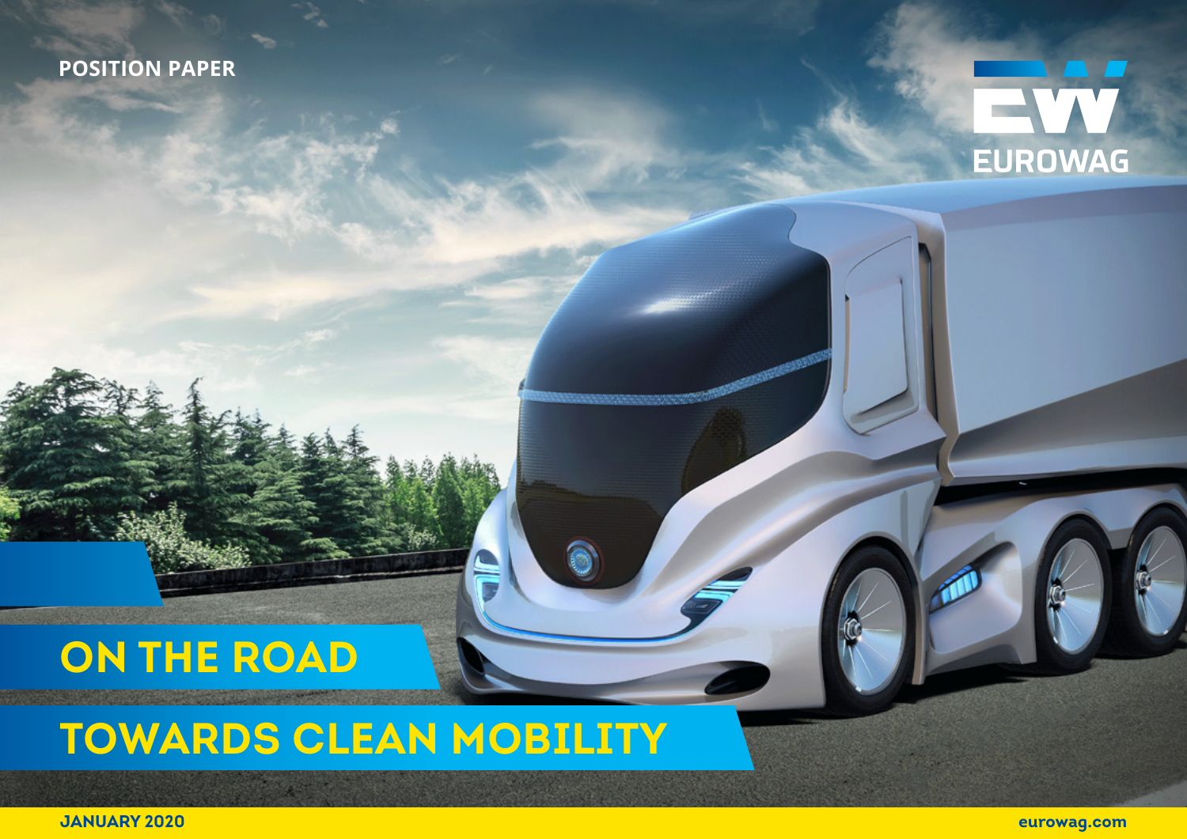POSITION PAPER

EUROWAG

# ON THE ROAD TOWARDS CLEAN MOBILITY

JANUARY 2020

eurowag.com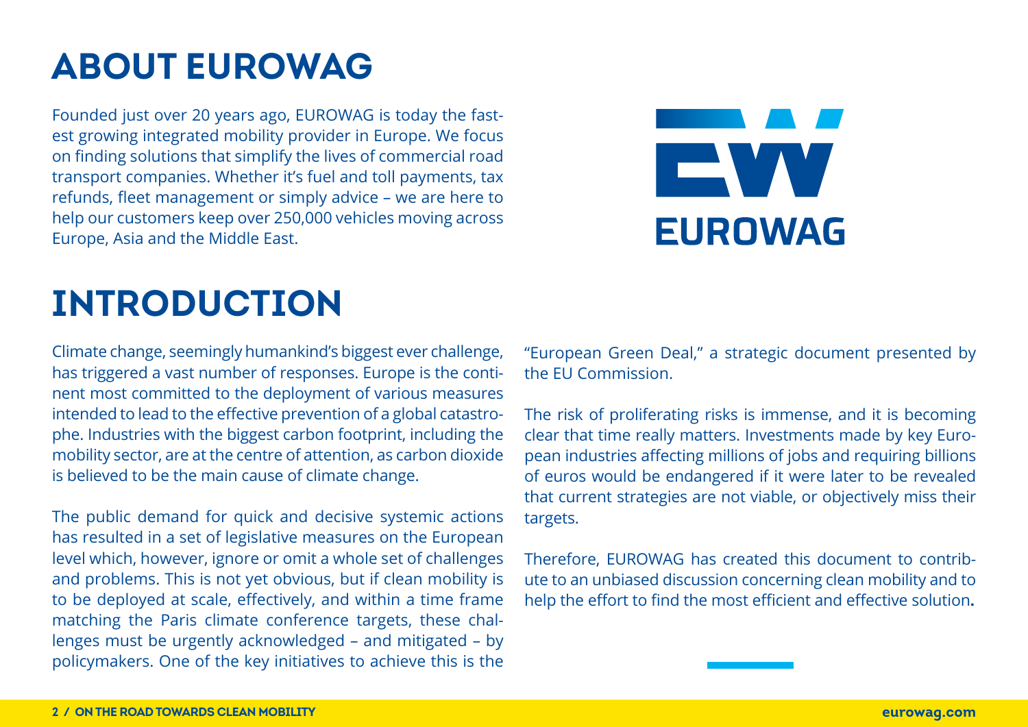# ABOUT EUROWAG

Founded just over 20 years ago, EUROWAG is today the fastest growing integrated mobility provider in Europe. We focus on finding solutions that simplify the lives of commercial road transport companies. Whether it's fuel and toll payments, tax refunds, fleet management or simply advice – we are here to help our customers keep over 250,000 vehicles moving across Europe, Asia and the Middle East.

# INTRODUCTION

Climate change, seemingly humankind's biggest ever challenge, has triggered a vast number of responses. Europe is the continent most committed to the deployment of various measures intended to lead to the effective prevention of a global catastrophe. Industries with the biggest carbon footprint, including the mobility sector, are at the centre of attention, as carbon dioxide is believed to be the main cause of climate change.

The public demand for quick and decisive systemic actions has resulted in a set of legislative measures on the European level which, however, ignore or omit a whole set of challenges and problems. This is not yet obvious, but if clean mobility is to be deployed at scale, effectively, and within a time frame matching the Paris climate conference targets, these challenges must be urgently acknowledged – and mitigated – by policymakers. One of the key initiatives to achieve this is the "European Green Deal," a strategic document presented by the EU Commission.

The risk of proliferating risks is immense, and it is becoming clear that time really matters. Investments made by key European industries affecting millions of jobs and requiring billions of euros would be endangered if it were later to be revealed that current strategies are not viable, or objectively miss their targets.

Therefore, EUROWAG has created this document to contribute to an unbiased discussion concerning clean mobility and to help the effort to find the most efficient and effective solution.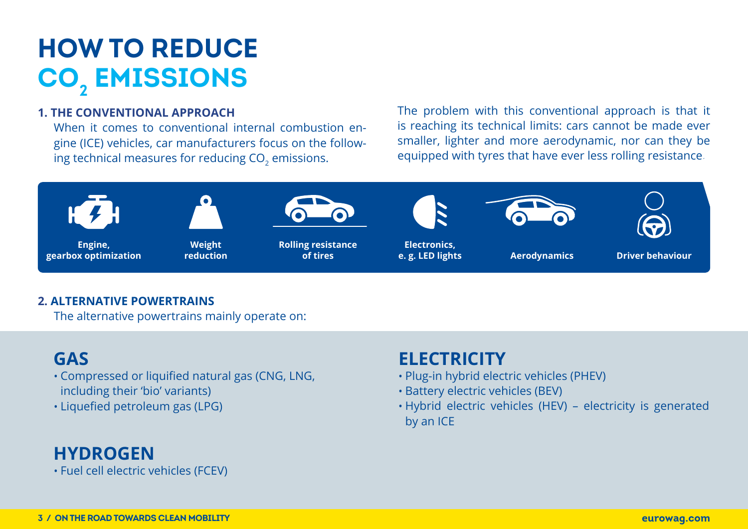# HOW TO REDUCE $CO_2$ EMISSIONS

### 1. THE CONVENTIONAL APPROACH

When it comes to conventional internal combustion engine (ICE) vehicles, car manufacturers focus on the following technical measures for reducing $CO_2$ emissions.

The problem with this conventional approach is that it is reaching its technical limits: cars cannot be made ever smaller, lighter and more aerodynamic, nor can they be equipped with tyres that have ever less rolling resistance.

- **Engine, gearbox optimization**
- **Weight reduction**
- **Rolling resistance of tires**
- **Electronics, e. g. LED lights**
- **Aerodynamics**
- **Driver behaviour**

### 2. ALTERNATIVE POWERTRAINS

The alternative powertrains mainly operate on:

## GAS

- Compressed or liquified natural gas (CNG, LNG, including their 'bio' variants)
- Liquefied petroleum gas (LPG)

## HYDROGEN

- Fuel cell electric vehicles (FCEV)

## ELECTRICITY

- Plug-in hybrid electric vehicles (PHEV)
- Battery electric vehicles (BEV)
- Hybrid electric vehicles (HEV) – electricity is generated by an ICE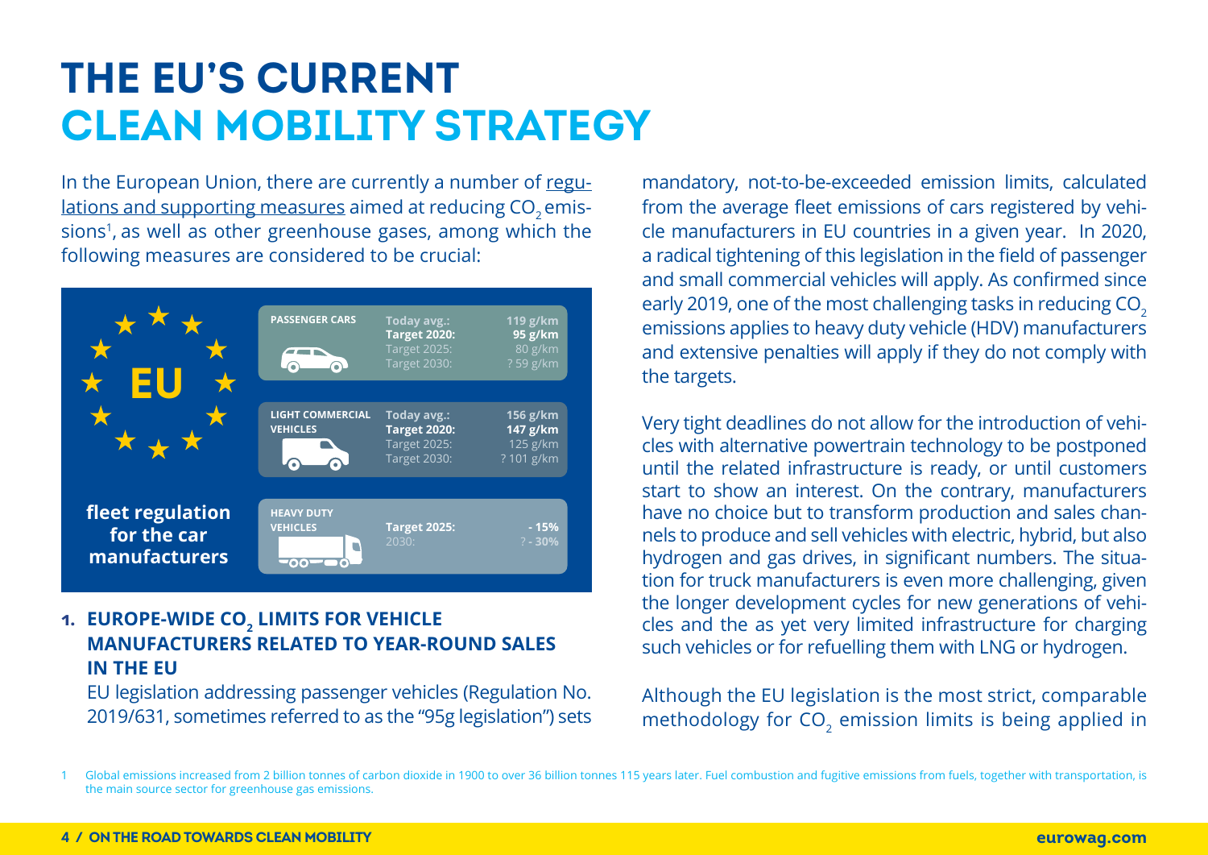# THE EU'S CURRENT CLEAN MOBILITY STRATEGY

In the European Union, there are currently a number of regulations and supporting measures aimed at reducing $CO_2$ emissions[1], as well as other greenhouse gases, among which the following measures are considered to be crucial:

**EU**

**fleet regulation for the car manufacturers**

| | | |
|---|---|---|
| **PASSENGER CARS** | Today avg.: | 119 g/km |
| | **Target 2020:** | **95 g/km** |
| | Target 2025: | 80 g/km |
| | Target 2030: | ? 59 g/km |
| **LIGHT COMMERCIAL VEHICLES** | Today avg.: | 156 g/km |
| | **Target 2020:** | **147 g/km** |
| | Target 2025: | 125 g/km |
| | Target 2030: | ? 101 g/km |
| **HEAVY DUTY VEHICLES** | **Target 2025:** | **- 15%** |
| | 2030: | ? - 30% |

### 1. EUROPE-WIDE $CO_2$ LIMITS FOR VEHICLE MANUFACTURERS RELATED TO YEAR-ROUND SALES IN THE EU

EU legislation addressing passenger vehicles (Regulation No. 2019/631, sometimes referred to as the "95g legislation") sets mandatory, not-to-be-exceeded emission limits, calculated from the average fleet emissions of cars registered by vehicle manufacturers in EU countries in a given year. In 2020, a radical tightening of this legislation in the field of passenger and small commercial vehicles will apply. As confirmed since early 2019, one of the most challenging tasks in reducing $CO_2$ emissions applies to heavy duty vehicle (HDV) manufacturers and extensive penalties will apply if they do not comply with the targets.

Very tight deadlines do not allow for the introduction of vehicles with alternative powertrain technology to be postponed until the related infrastructure is ready, or until customers start to show an interest. On the contrary, manufacturers have no choice but to transform production and sales channels to produce and sell vehicles with electric, hybrid, but also hydrogen and gas drives, in significant numbers. The situation for truck manufacturers is even more challenging, given the longer development cycles for new generations of vehicles and the as yet very limited infrastructure for charging such vehicles or for refuelling them with LNG or hydrogen.

Although the EU legislation is the most strict, comparable methodology for $CO_2$ emission limits is being applied in

---

1 Global emissions increased from 2 billion tonnes of carbon dioxide in 1900 to over 36 billion tonnes 115 years later. Fuel combustion and fugitive emissions from fuels, together with transportation, is the main source sector for greenhouse gas emissions.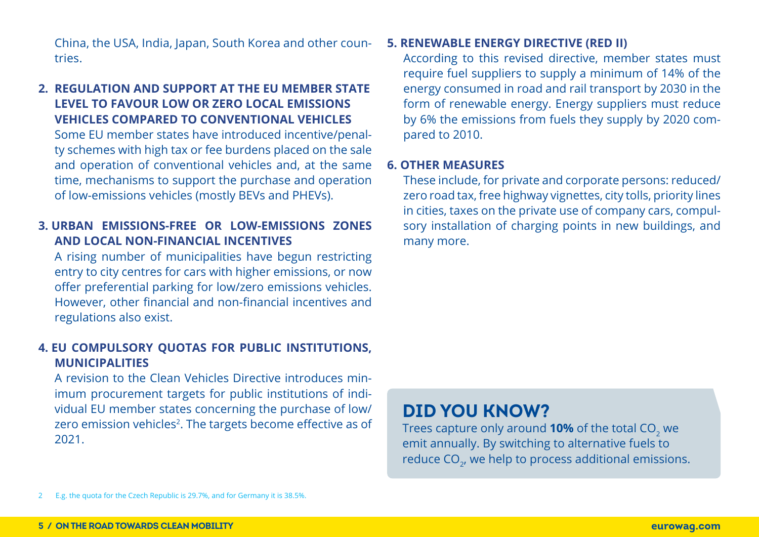China, the USA, India, Japan, South Korea and other countries.

**2. REGULATION AND SUPPORT AT THE EU MEMBER STATE LEVEL TO FAVOUR LOW OR ZERO LOCAL EMISSIONS VEHICLES COMPARED TO CONVENTIONAL VEHICLES**

Some EU member states have introduced incentive/penalty schemes with high tax or fee burdens placed on the sale and operation of conventional vehicles and, at the same time, mechanisms to support the purchase and operation of low-emissions vehicles (mostly BEVs and PHEVs).

**3. URBAN EMISSIONS-FREE OR LOW-EMISSIONS ZONES AND LOCAL NON-FINANCIAL INCENTIVES**

A rising number of municipalities have begun restricting entry to city centres for cars with higher emissions, or now offer preferential parking for low/zero emissions vehicles. However, other financial and non-financial incentives and regulations also exist.

**4. EU COMPULSORY QUOTAS FOR PUBLIC INSTITUTIONS, MUNICIPALITIES**

A revision to the Clean Vehicles Directive introduces minimum procurement targets for public institutions of individual EU member states concerning the purchase of low/zero emission vehicles[2]. The targets become effective as of 2021.

**5. RENEWABLE ENERGY DIRECTIVE (RED II)**

According to this revised directive, member states must require fuel suppliers to supply a minimum of 14% of the energy consumed in road and rail transport by 2030 in the form of renewable energy. Energy suppliers must reduce by 6% the emissions from fuels they supply by 2020 compared to 2010.

**6. OTHER MEASURES**

These include, for private and corporate persons: reduced/zero road tax, free highway vignettes, city tolls, priority lines in cities, taxes on the private use of company cars, compulsory installation of charging points in new buildings, and many more.

## DID YOU KNOW?

Trees capture only around **10%** of the total $CO_2$ we emit annually. By switching to alternative fuels to reduce $CO_2$, we help to process additional emissions.

2 E.g. the quota for the Czech Republic is 29.7%, and for Germany it is 38.5%.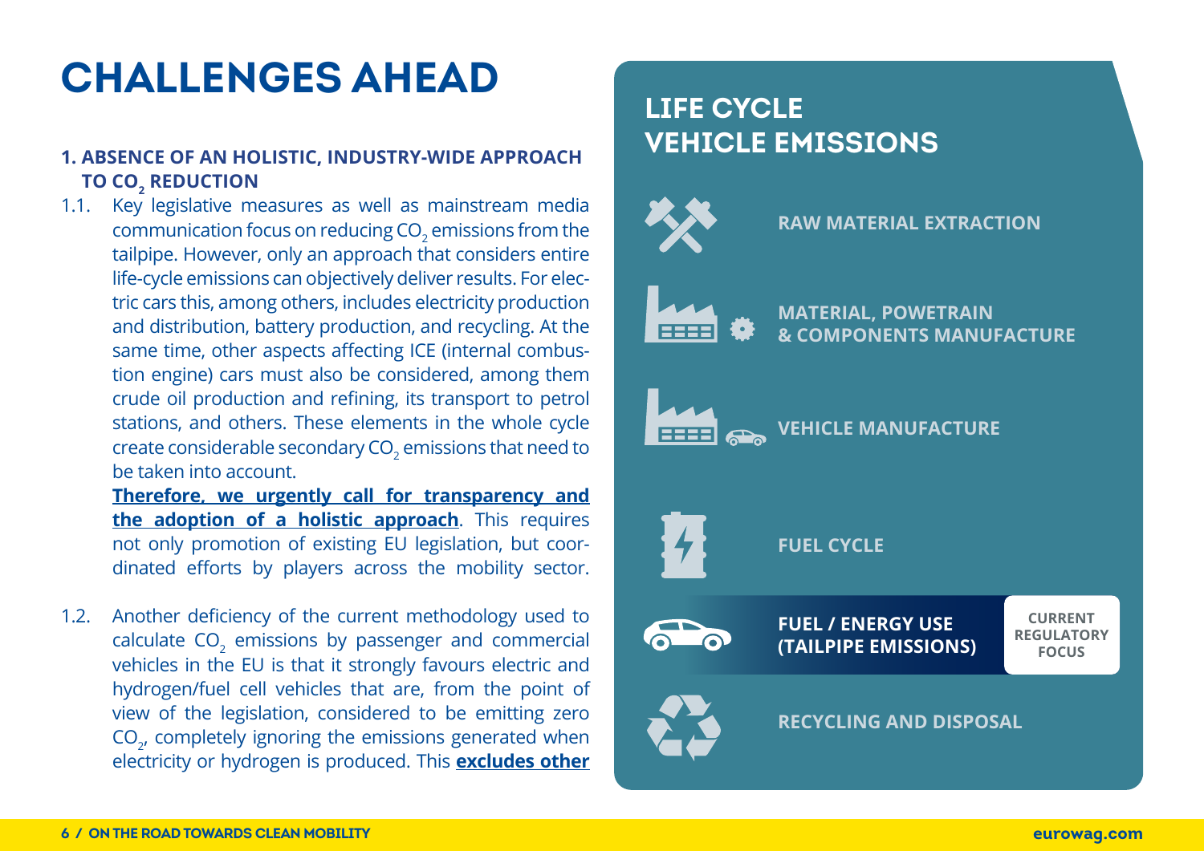# CHALLENGES AHEAD

### 1. ABSENCE OF AN HOLISTIC, INDUSTRY-WIDE APPROACH TO $CO_2$ REDUCTION

1.1. Key legislative measures as well as mainstream media communication focus on reducing $CO_2$ emissions from the tailpipe. However, only an approach that considers entire life-cycle emissions can objectively deliver results. For electric cars this, among others, includes electricity production and distribution, battery production, and recycling. At the same time, other aspects affecting ICE (internal combustion engine) cars must also be considered, among them crude oil production and refining, its transport to petrol stations, and others. These elements in the whole cycle create considerable secondary $CO_2$ emissions that need to be taken into account.

**Therefore, we urgently call for transparency and the adoption of a holistic approach**. This requires not only promotion of existing EU legislation, but coordinated efforts by players across the mobility sector.

1.2. Another deficiency of the current methodology used to calculate $CO_2$ emissions by passenger and commercial vehicles in the EU is that it strongly favours electric and hydrogen/fuel cell vehicles that are, from the point of view of the legislation, considered to be emitting zero $CO_2$, completely ignoring the emissions generated when electricity or hydrogen is produced. This **excludes other**

## LIFE CYCLE VEHICLE EMISSIONS

- RAW MATERIAL EXTRACTION
- MATERIAL, POWETRAIN & COMPONENTS MANUFACTURE
- VEHICLE MANUFACTURE
- FUEL CYCLE
- FUEL / ENERGY USE (TAILPIPE EMISSIONS) — CURRENT REGULATORY FOCUS
- RECYCLING AND DISPOSAL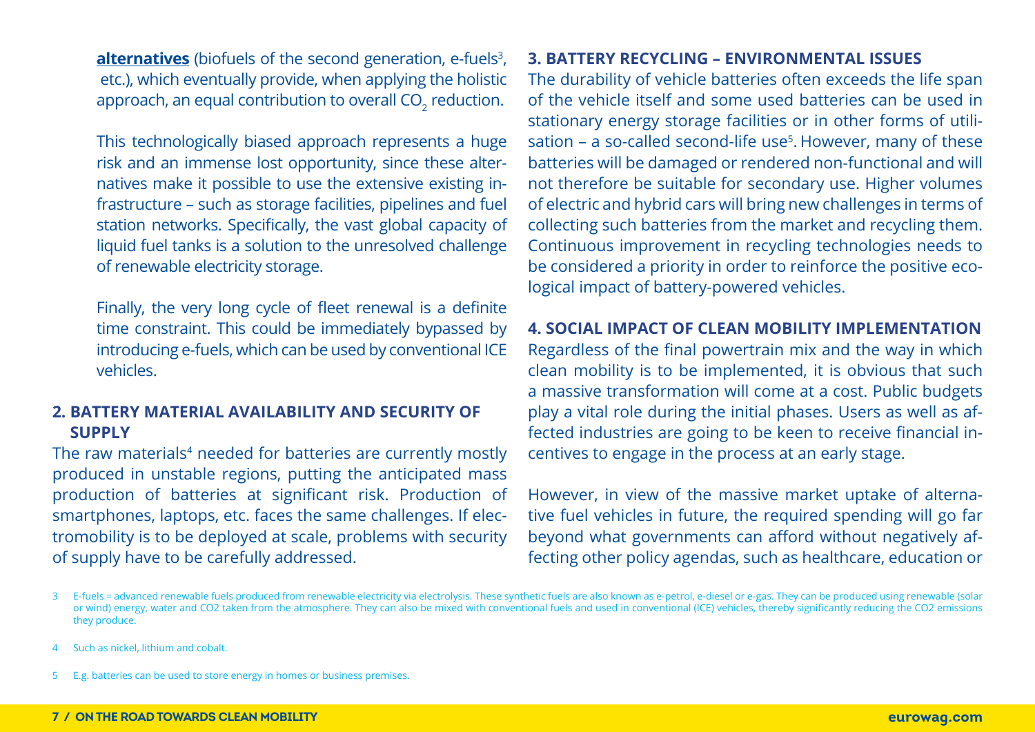**alternatives** (biofuels of the second generation, e-fuels[3], etc.), which eventually provide, when applying the holistic approach, an equal contribution to overall $CO_2$ reduction.

This technologically biased approach represents a huge risk and an immense lost opportunity, since these alternatives make it possible to use the extensive existing infrastructure – such as storage facilities, pipelines and fuel station networks. Specifically, the vast global capacity of liquid fuel tanks is a solution to the unresolved challenge of renewable electricity storage.

Finally, the very long cycle of fleet renewal is a definite time constraint. This could be immediately bypassed by introducing e-fuels, which can be used by conventional ICE vehicles.

## 2. BATTERY MATERIAL AVAILABILITY AND SECURITY OF SUPPLY

The raw materials[4] needed for batteries are currently mostly produced in unstable regions, putting the anticipated mass production of batteries at significant risk. Production of smartphones, laptops, etc. faces the same challenges. If electromobility is to be deployed at scale, problems with security of supply have to be carefully addressed.

## 3. BATTERY RECYCLING – ENVIRONMENTAL ISSUES

The durability of vehicle batteries often exceeds the life span of the vehicle itself and some used batteries can be used in stationary energy storage facilities or in other forms of utilisation – a so-called second-life use[5]. However, many of these batteries will be damaged or rendered non-functional and will not therefore be suitable for secondary use. Higher volumes of electric and hybrid cars will bring new challenges in terms of collecting such batteries from the market and recycling them. Continuous improvement in recycling technologies needs to be considered a priority in order to reinforce the positive ecological impact of battery-powered vehicles.

## 4. SOCIAL IMPACT OF CLEAN MOBILITY IMPLEMENTATION

Regardless of the final powertrain mix and the way in which clean mobility is to be implemented, it is obvious that such a massive transformation will come at a cost. Public budgets play a vital role during the initial phases. Users as well as affected industries are going to be keen to receive financial incentives to engage in the process at an early stage.

However, in view of the massive market uptake of alternative fuel vehicles in future, the required spending will go far beyond what governments can afford without negatively affecting other policy agendas, such as healthcare, education or

---

3 E-fuels = advanced renewable fuels produced from renewable electricity via electrolysis. These synthetic fuels are also known as e-petrol, e-diesel or e-gas. They can be produced using renewable (solar or wind) energy, water and $CO_2$ taken from the atmosphere. They can also be mixed with conventional fuels and used in conventional (ICE) vehicles, thereby significantly reducing the $CO_2$ emissions they produce.

4 Such as nickel, lithium and cobalt.

5 E.g. batteries can be used to store energy in homes or business premises.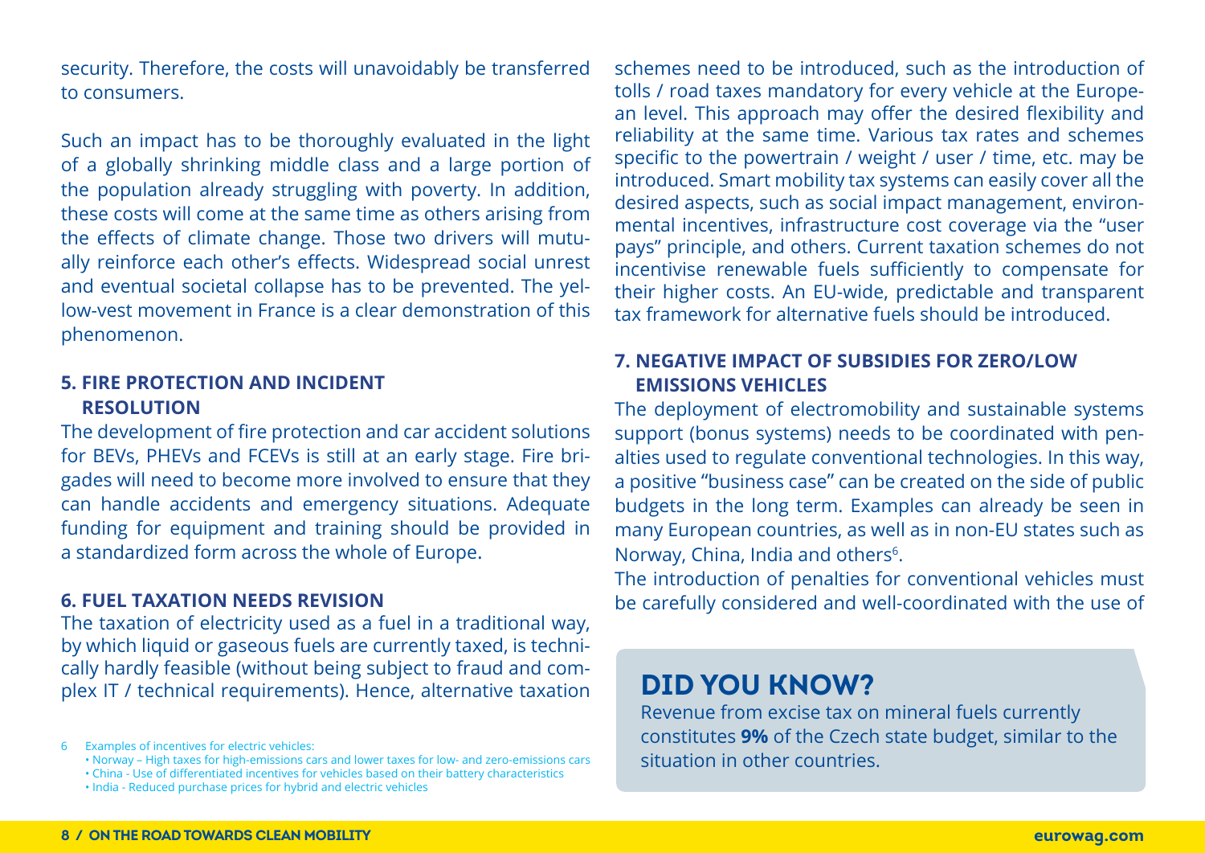security. Therefore, the costs will unavoidably be transferred to consumers.

Such an impact has to be thoroughly evaluated in the light of a globally shrinking middle class and a large portion of the population already struggling with poverty. In addition, these costs will come at the same time as others arising from the effects of climate change. Those two drivers will mutually reinforce each other's effects. Widespread social unrest and eventual societal collapse has to be prevented. The yellow-vest movement in France is a clear demonstration of this phenomenon.

### 5. FIRE PROTECTION AND INCIDENT RESOLUTION

The development of fire protection and car accident solutions for BEVs, PHEVs and FCEVs is still at an early stage. Fire brigades will need to become more involved to ensure that they can handle accidents and emergency situations. Adequate funding for equipment and training should be provided in a standardized form across the whole of Europe.

### 6. FUEL TAXATION NEEDS REVISION

The taxation of electricity used as a fuel in a traditional way, by which liquid or gaseous fuels are currently taxed, is technically hardly feasible (without being subject to fraud and complex IT / technical requirements). Hence, alternative taxation schemes need to be introduced, such as the introduction of tolls / road taxes mandatory for every vehicle at the European level. This approach may offer the desired flexibility and reliability at the same time. Various tax rates and schemes specific to the powertrain / weight / user / time, etc. may be introduced. Smart mobility tax systems can easily cover all the desired aspects, such as social impact management, environmental incentives, infrastructure cost coverage via the "user pays" principle, and others. Current taxation schemes do not incentivise renewable fuels sufficiently to compensate for their higher costs. An EU-wide, predictable and transparent tax framework for alternative fuels should be introduced.

### 7. NEGATIVE IMPACT OF SUBSIDIES FOR ZERO/LOW EMISSIONS VEHICLES

The deployment of electromobility and sustainable systems support (bonus systems) needs to be coordinated with penalties used to regulate conventional technologies. In this way, a positive "business case" can be created on the side of public budgets in the long term. Examples can already be seen in many European countries, as well as in non-EU states such as Norway, China, India and others[6].

The introduction of penalties for conventional vehicles must be carefully considered and well-coordinated with the use of

## DID YOU KNOW?

Revenue from excise tax on mineral fuels currently constitutes **9%** of the Czech state budget, similar to the situation in other countries.

---

6 Examples of incentives for electric vehicles:
- Norway – High taxes for high-emissions cars and lower taxes for low- and zero-emissions cars
- China - Use of differentiated incentives for vehicles based on their battery characteristics
- India - Reduced purchase prices for hybrid and electric vehicles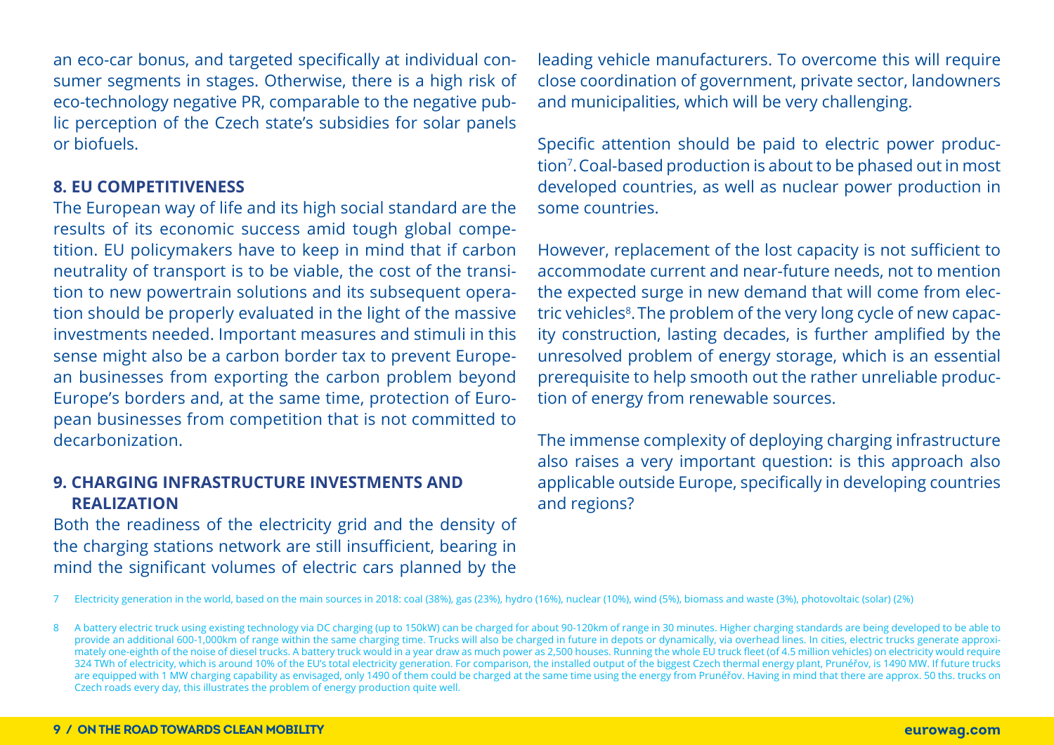an eco-car bonus, and targeted specifically at individual consumer segments in stages. Otherwise, there is a high risk of eco-technology negative PR, comparable to the negative public perception of the Czech state's subsidies for solar panels or biofuels.

### 8. EU COMPETITIVENESS

The European way of life and its high social standard are the results of its economic success amid tough global competition. EU policymakers have to keep in mind that if carbon neutrality of transport is to be viable, the cost of the transition to new powertrain solutions and its subsequent operation should be properly evaluated in the light of the massive investments needed. Important measures and stimuli in this sense might also be a carbon border tax to prevent European businesses from exporting the carbon problem beyond Europe's borders and, at the same time, protection of European businesses from competition that is not committed to decarbonization.

### 9. CHARGING INFRASTRUCTURE INVESTMENTS AND REALIZATION

Both the readiness of the electricity grid and the density of the charging stations network are still insufficient, bearing in mind the significant volumes of electric cars planned by the leading vehicle manufacturers. To overcome this will require close coordination of government, private sector, landowners and municipalities, which will be very challenging.

Specific attention should be paid to electric power production[7]. Coal-based production is about to be phased out in most developed countries, as well as nuclear power production in some countries.

However, replacement of the lost capacity is not sufficient to accommodate current and near-future needs, not to mention the expected surge in new demand that will come from electric vehicles[8]. The problem of the very long cycle of new capacity construction, lasting decades, is further amplified by the unresolved problem of energy storage, which is an essential prerequisite to help smooth out the rather unreliable production of energy from renewable sources.

The immense complexity of deploying charging infrastructure also raises a very important question: is this approach also applicable outside Europe, specifically in developing countries and regions?

---

7 Electricity generation in the world, based on the main sources in 2018: coal (38%), gas (23%), hydro (16%), nuclear (10%), wind (5%), biomass and waste (3%), photovoltaic (solar) (2%)

8 A battery electric truck using existing technology via DC charging (up to 150kW) can be charged for about 90-120km of range in 30 minutes. Higher charging standards are being developed to be able to provide an additional 600-1,000km of range within the same charging time. Trucks will also be charged in future in depots or dynamically, via overhead lines. In cities, electric trucks generate approximately one-eighth of the noise of diesel trucks. A battery truck would in a year draw as much power as 2,500 houses. Running the whole EU truck fleet (of 4.5 million vehicles) on electricity would require 324 TWh of electricity, which is around 10% of the EU's total electricity generation. For comparison, the installed output of the biggest Czech thermal energy plant, Prunéřov, is 1490 MW. If future trucks are equipped with 1 MW charging capability as envisaged, only 1490 of them could be charged at the same time using the energy from Prunéřov. Having in mind that there are approx. 50 ths. trucks on Czech roads every day, this illustrates the problem of energy production quite well.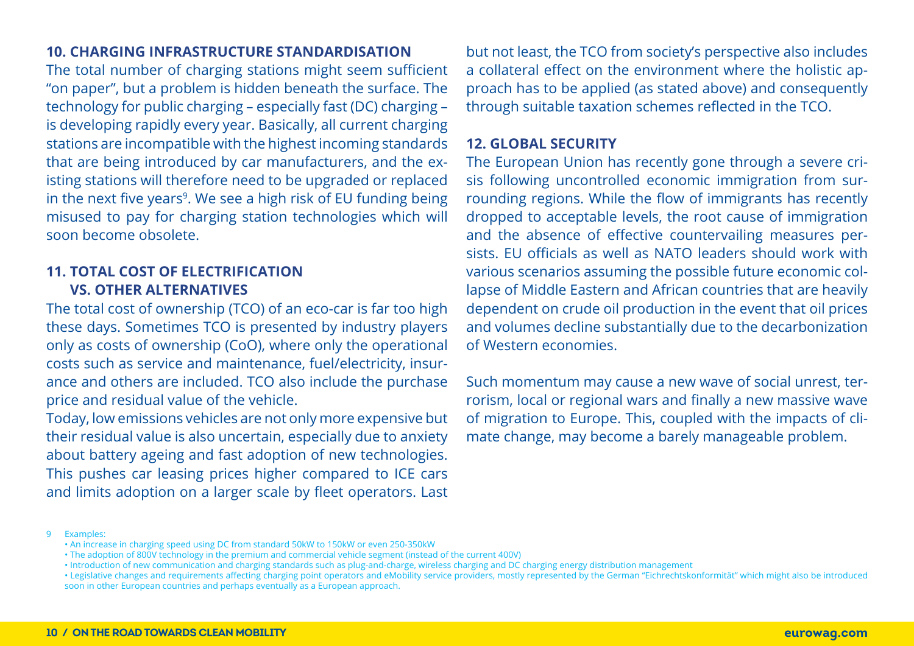## 10. CHARGING INFRASTRUCTURE STANDARDISATION

The total number of charging stations might seem sufficient "on paper", but a problem is hidden beneath the surface. The technology for public charging – especially fast (DC) charging – is developing rapidly every year. Basically, all current charging stations are incompatible with the highest incoming standards that are being introduced by car manufacturers, and the existing stations will therefore need to be upgraded or replaced in the next five years[9]. We see a high risk of EU funding being misused to pay for charging station technologies which will soon become obsolete.

## 11. TOTAL COST OF ELECTRIFICATION VS. OTHER ALTERNATIVES

The total cost of ownership (TCO) of an eco-car is far too high these days. Sometimes TCO is presented by industry players only as costs of ownership (CoO), where only the operational costs such as service and maintenance, fuel/electricity, insurance and others are included. TCO also include the purchase price and residual value of the vehicle.

Today, low emissions vehicles are not only more expensive but their residual value is also uncertain, especially due to anxiety about battery ageing and fast adoption of new technologies. This pushes car leasing prices higher compared to ICE cars and limits adoption on a larger scale by fleet operators. Last but not least, the TCO from society's perspective also includes a collateral effect on the environment where the holistic approach has to be applied (as stated above) and consequently through suitable taxation schemes reflected in the TCO.

## 12. GLOBAL SECURITY

The European Union has recently gone through a severe crisis following uncontrolled economic immigration from surrounding regions. While the flow of immigrants has recently dropped to acceptable levels, the root cause of immigration and the absence of effective countervailing measures persists. EU officials as well as NATO leaders should work with various scenarios assuming the possible future economic collapse of Middle Eastern and African countries that are heavily dependent on crude oil production in the event that oil prices and volumes decline substantially due to the decarbonization of Western economies.

Such momentum may cause a new wave of social unrest, terrorism, local or regional wars and finally a new massive wave of migration to Europe. This, coupled with the impacts of climate change, may become a barely manageable problem.

---

9 Examples:
- An increase in charging speed using DC from standard 50kW to 150kW or even 250-350kW
- The adoption of 800V technology in the premium and commercial vehicle segment (instead of the current 400V)
- Introduction of new communication and charging standards such as plug-and-charge, wireless charging and DC charging energy distribution management
- Legislative changes and requirements affecting charging point operators and eMobility service providers, mostly represented by the German "Eichrechtskonformität" which might also be introduced soon in other European countries and perhaps eventually as a European approach.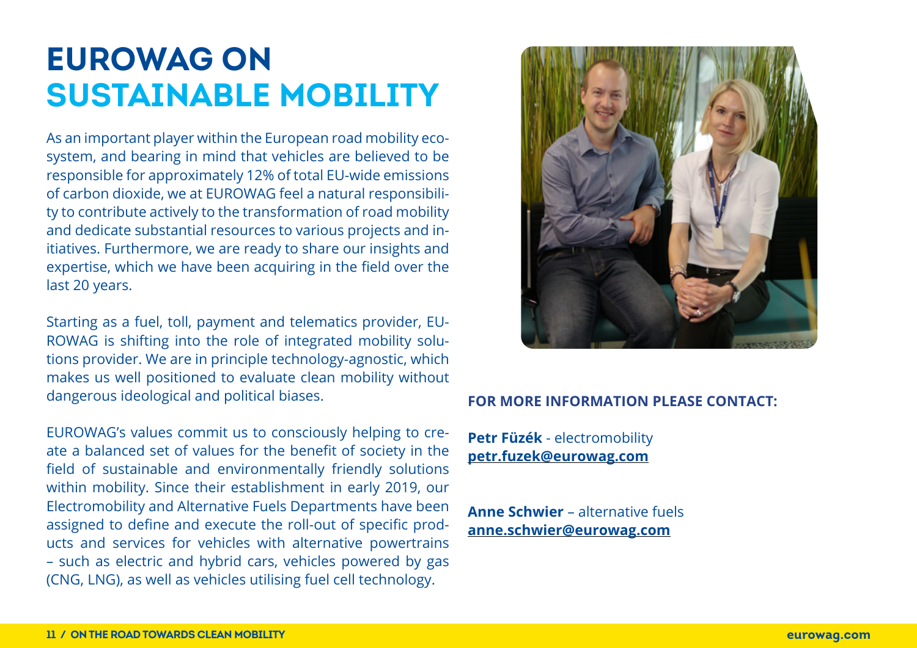# EUROWAG ON SUSTAINABLE MOBILITY

As an important player within the European road mobility ecosystem, and bearing in mind that vehicles are believed to be responsible for approximately 12% of total EU-wide emissions of carbon dioxide, we at EUROWAG feel a natural responsibility to contribute actively to the transformation of road mobility and dedicate substantial resources to various projects and initiatives. Furthermore, we are ready to share our insights and expertise, which we have been acquiring in the field over the last 20 years.

Starting as a fuel, toll, payment and telematics provider, EUROWAG is shifting into the role of integrated mobility solutions provider. We are in principle technology-agnostic, which makes us well positioned to evaluate clean mobility without dangerous ideological and political biases.

EUROWAG's values commit us to consciously helping to create a balanced set of values for the benefit of society in the field of sustainable and environmentally friendly solutions within mobility. Since their establishment in early 2019, our Electromobility and Alternative Fuels Departments have been assigned to define and execute the roll-out of specific products and services for vehicles with alternative powertrains – such as electric and hybrid cars, vehicles powered by gas (CNG, LNG), as well as vehicles utilising fuel cell technology.

**FOR MORE INFORMATION PLEASE CONTACT:**

**Petr Füzék** - electromobility
**petr.fuzek@eurowag.com**

**Anne Schwier** – alternative fuels
**anne.schwier@eurowag.com**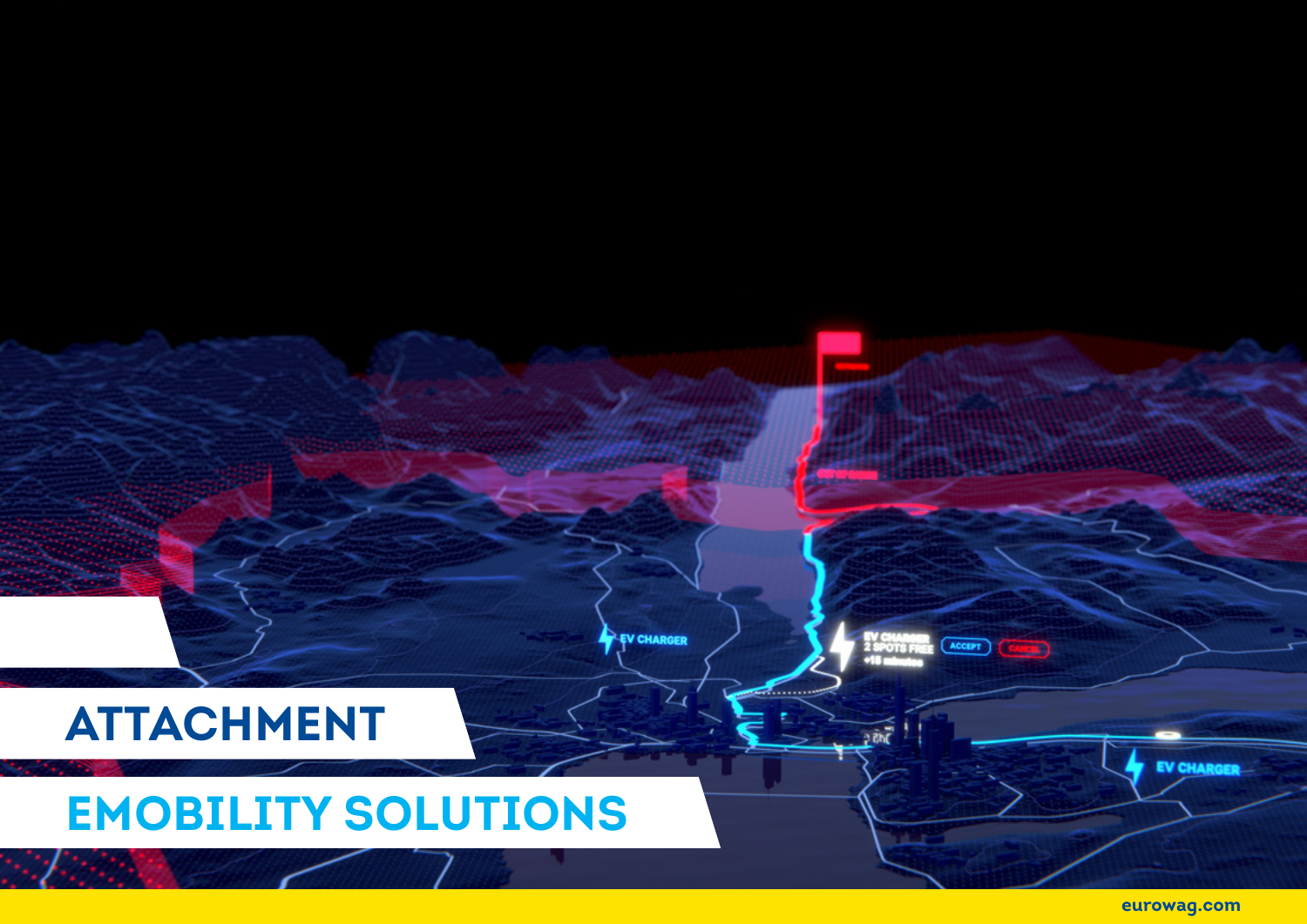# ATTACHMENT

## EMOBILITY SOLUTIONS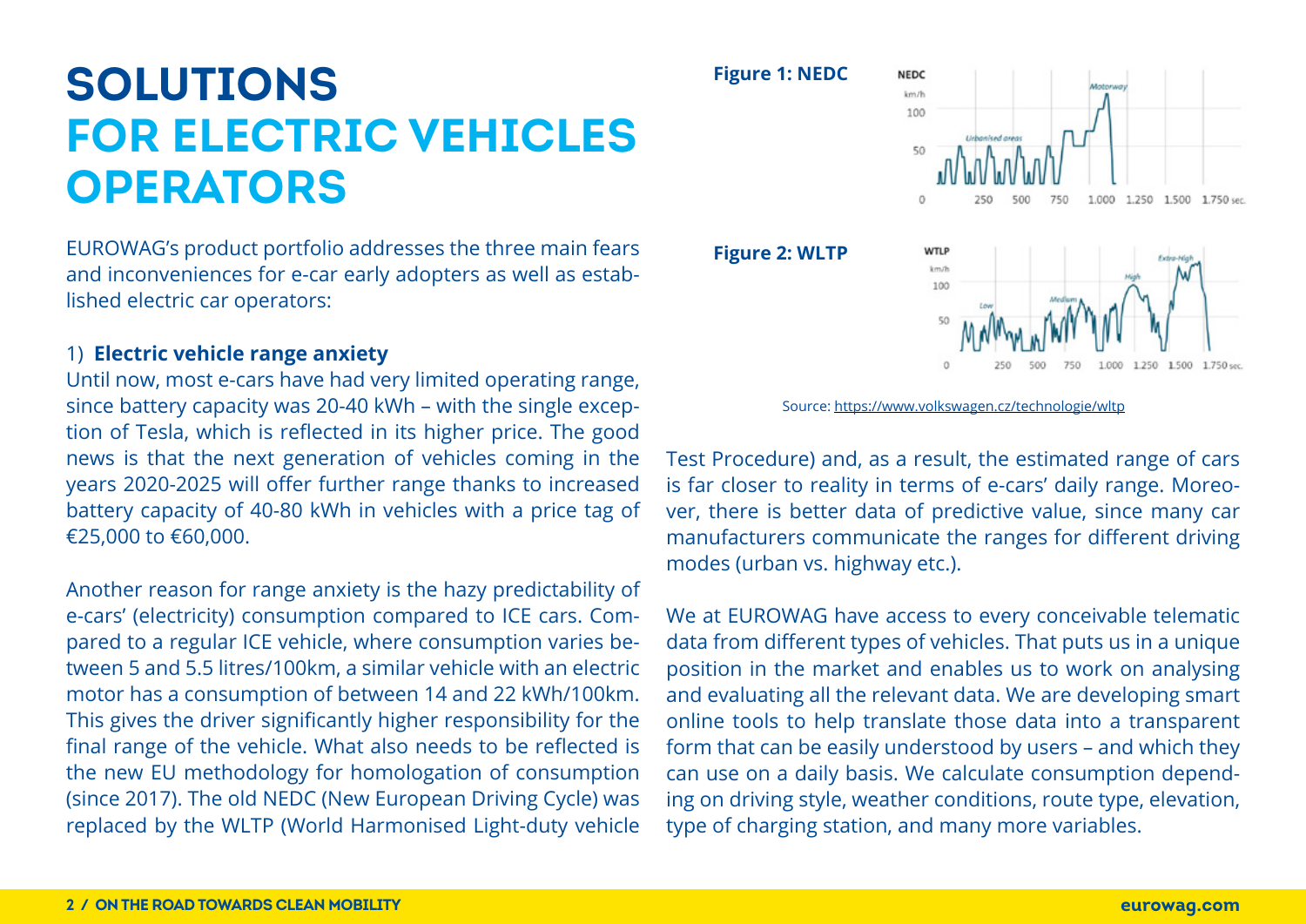# SOLUTIONS FOR ELECTRIC VEHICLES OPERATORS

EUROWAG's product portfolio addresses the three main fears and inconveniences for e-car early adopters as well as established electric car operators:

1) **Electric vehicle range anxiety**

Until now, most e-cars have had very limited operating range, since battery capacity was 20-40 kWh – with the single exception of Tesla, which is reflected in its higher price. The good news is that the next generation of vehicles coming in the years 2020-2025 will offer further range thanks to increased battery capacity of 40-80 kWh in vehicles with a price tag of €25,000 to €60,000.

Another reason for range anxiety is the hazy predictability of e-cars' (electricity) consumption compared to ICE cars. Compared to a regular ICE vehicle, where consumption varies between 5 and 5.5 litres/100km, a similar vehicle with an electric motor has a consumption of between 14 and 22 kWh/100km. This gives the driver significantly higher responsibility for the final range of the vehicle. What also needs to be reflected is the new EU methodology for homologation of consumption (since 2017). The old NEDC (New European Driving Cycle) was replaced by the WLTP (World Harmonised Light-duty vehicle Test Procedure) and, as a result, the estimated range of cars is far closer to reality in terms of e-cars' daily range. Moreover, there is better data of predictive value, since many car manufacturers communicate the ranges for different driving modes (urban vs. highway etc.).

**Figure 1: NEDC**

**Figure 2: WLTP**

Source: https://www.volkswagen.cz/technologie/wltp

We at EUROWAG have access to every conceivable telematic data from different types of vehicles. That puts us in a unique position in the market and enables us to work on analysing and evaluating all the relevant data. We are developing smart online tools to help translate those data into a transparent form that can be easily understood by users – and which they can use on a daily basis. We calculate consumption depending on driving style, weather conditions, route type, elevation, type of charging station, and many more variables.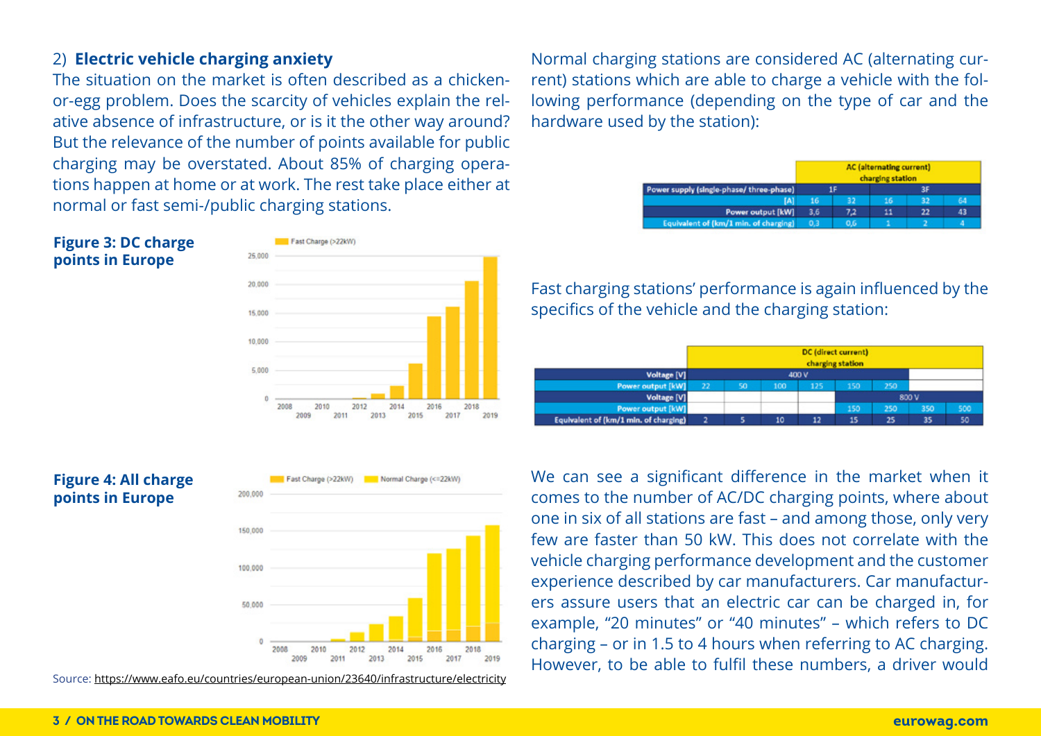## 2) **Electric vehicle charging anxiety**

The situation on the market is often described as a chicken-or-egg problem. Does the scarcity of vehicles explain the relative absence of infrastructure, or is it the other way around? But the relevance of the number of points available for public charging may be overstated. About 85% of charging operations happen at home or at work. The rest take place either at normal or fast semi-/public charging stations.

**Figure 3: DC charge points in Europe**

**Figure 4: All charge points in Europe**

Source: https://www.eafo.eu/countries/european-union/23640/infrastructure/electricity

Normal charging stations are considered AC (alternating current) stations which are able to charge a vehicle with the following performance (depending on the type of car and the hardware used by the station):

| | AC (alternating current) charging station | | | | |
|---|---|---|---|---|---|
| Power supply (single-phase/ three-phase) | 1F | | 3F | | |
| [A] | 16 | 32 | 16 | 32 | 64 |
| Power output [kW] | 3,6 | 7,2 | 11 | 22 | 43 |
| Equivalent of (km/1 min. of charging) | 0,3 | 0,6 | 1 | 2 | 4 |

Fast charging stations' performance is again influenced by the specifics of the vehicle and the charging station:

| | DC (direct current) charging station | | | | | | | |
|---|---|---|---|---|---|---|---|---|
| Voltage [V] | 400 V | | | | | | | |
| Power output [kW] | 22 | 50 | 100 | 125 | 150 | 250 | | |
| Voltage [V] | | | | | 800 V | | | |
| Power output [kW] | | | | | 150 | 250 | 350 | 500 |
| Equivalent of (km/1 min. of charging) | 2 | 5 | 10 | 12 | 15 | 25 | 35 | 50 |

We can see a significant difference in the market when it comes to the number of AC/DC charging points, where about one in six of all stations are fast – and among those, only very few are faster than 50 kW. This does not correlate with the vehicle charging performance development and the customer experience described by car manufacturers. Car manufacturers assure users that an electric car can be charged in, for example, "20 minutes" or "40 minutes" – which refers to DC charging – or in 1.5 to 4 hours when referring to AC charging. However, to be able to fulfil these numbers, a driver would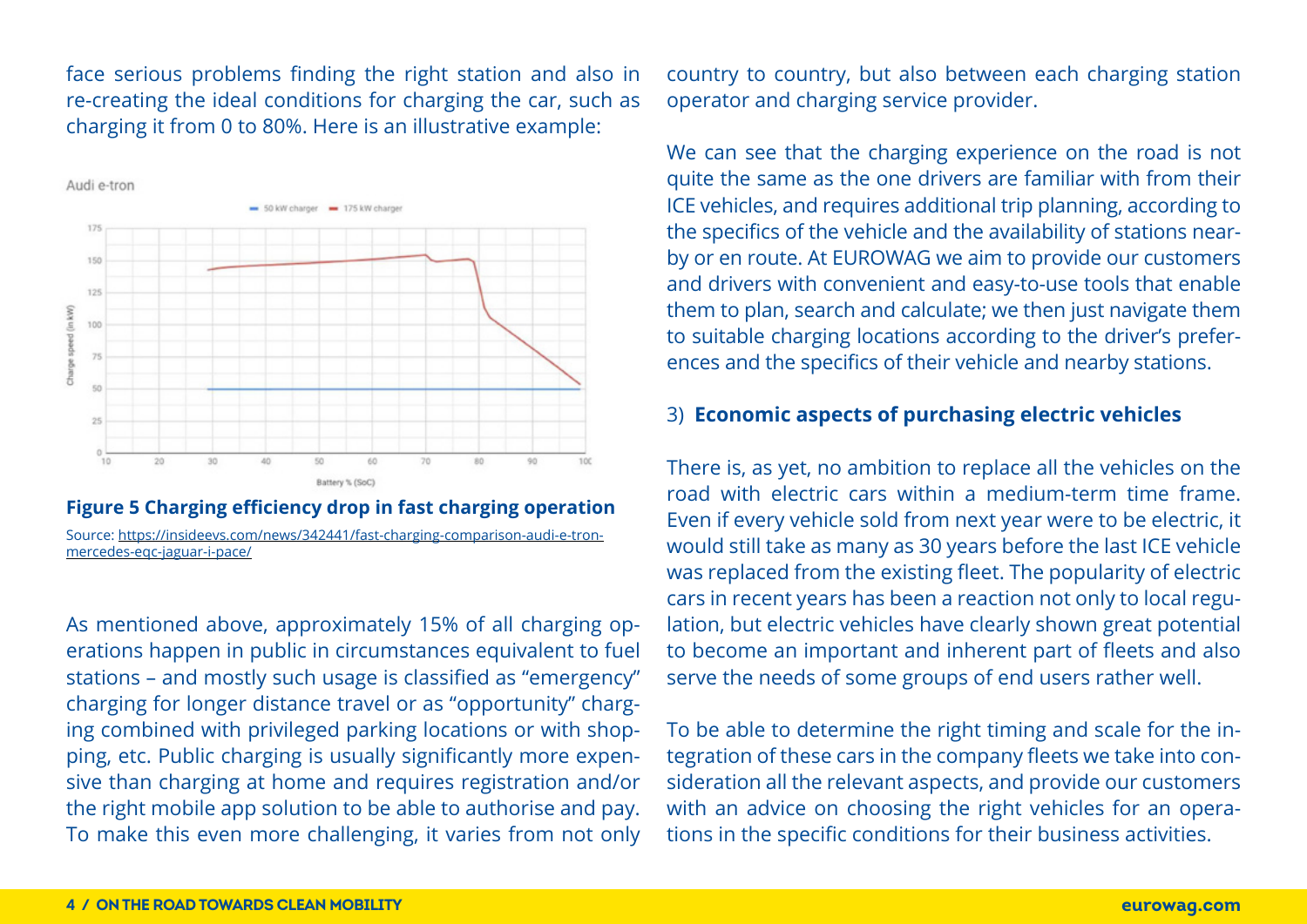face serious problems finding the right station and also in re-creating the ideal conditions for charging the car, such as charging it from 0 to 80%. Here is an illustrative example:

Audi e-tron

**Figure 5 Charging efficiency drop in fast charging operation**

Source: https://insideevs.com/news/342441/fast-charging-comparison-audi-e-tron-mercedes-eqc-jaguar-i-pace/

As mentioned above, approximately 15% of all charging operations happen in public in circumstances equivalent to fuel stations – and mostly such usage is classified as "emergency" charging for longer distance travel or as "opportunity" charging combined with privileged parking locations or with shopping, etc. Public charging is usually significantly more expensive than charging at home and requires registration and/or the right mobile app solution to be able to authorise and pay. To make this even more challenging, it varies from not only country to country, but also between each charging station operator and charging service provider.

We can see that the charging experience on the road is not quite the same as the one drivers are familiar with from their ICE vehicles, and requires additional trip planning, according to the specifics of the vehicle and the availability of stations nearby or en route. At EUROWAG we aim to provide our customers and drivers with convenient and easy-to-use tools that enable them to plan, search and calculate; we then just navigate them to suitable charging locations according to the driver's preferences and the specifics of their vehicle and nearby stations.

### 3) **Economic aspects of purchasing electric vehicles**

There is, as yet, no ambition to replace all the vehicles on the road with electric cars within a medium-term time frame. Even if every vehicle sold from next year were to be electric, it would still take as many as 30 years before the last ICE vehicle was replaced from the existing fleet. The popularity of electric cars in recent years has been a reaction not only to local regulation, but electric vehicles have clearly shown great potential to become an important and inherent part of fleets and also serve the needs of some groups of end users rather well.

To be able to determine the right timing and scale for the integration of these cars in the company fleets we take into consideration all the relevant aspects, and provide our customers with an advice on choosing the right vehicles for an operations in the specific conditions for their business activities.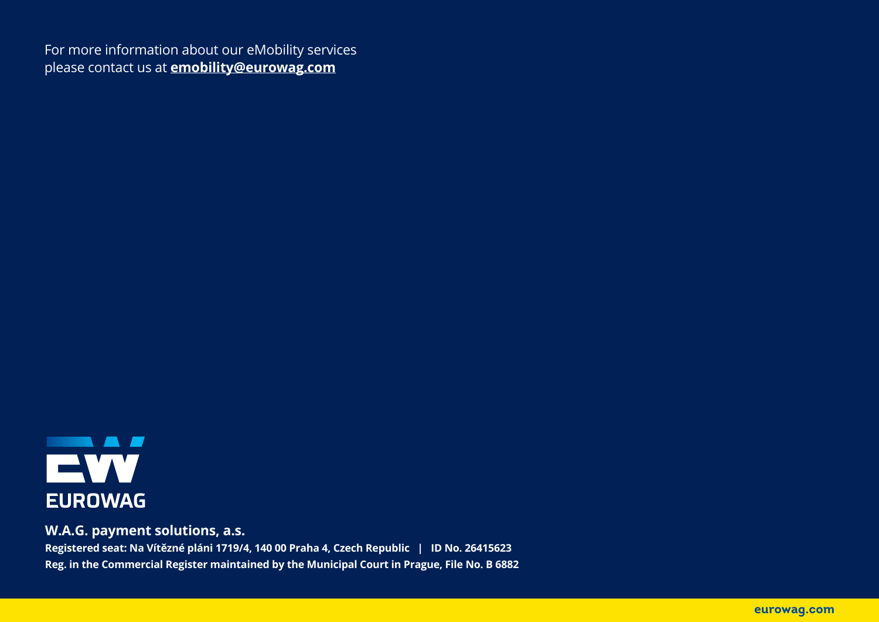For more information about our eMobility services please contact us at **emobility@eurowag.com**

EUROWAG

**W.A.G. payment solutions, a.s.**

**Registered seat: Na Vítězné pláni 1719/4, 140 00 Praha 4, Czech Republic | ID No. 26415623**

**Reg. in the Commercial Register maintained by the Municipal Court in Prague, File No. B 6882**

**eurowag.com**